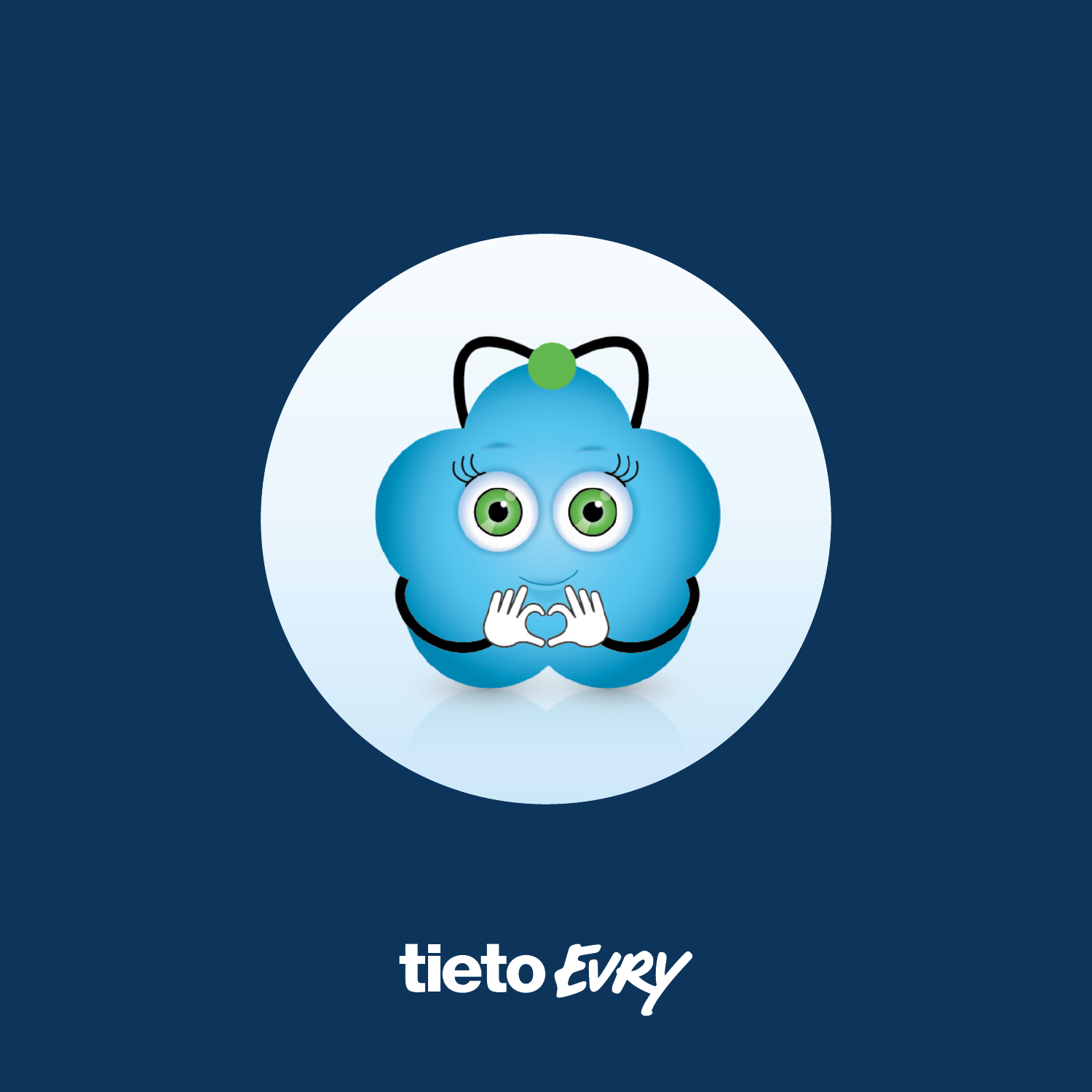tieto EVRY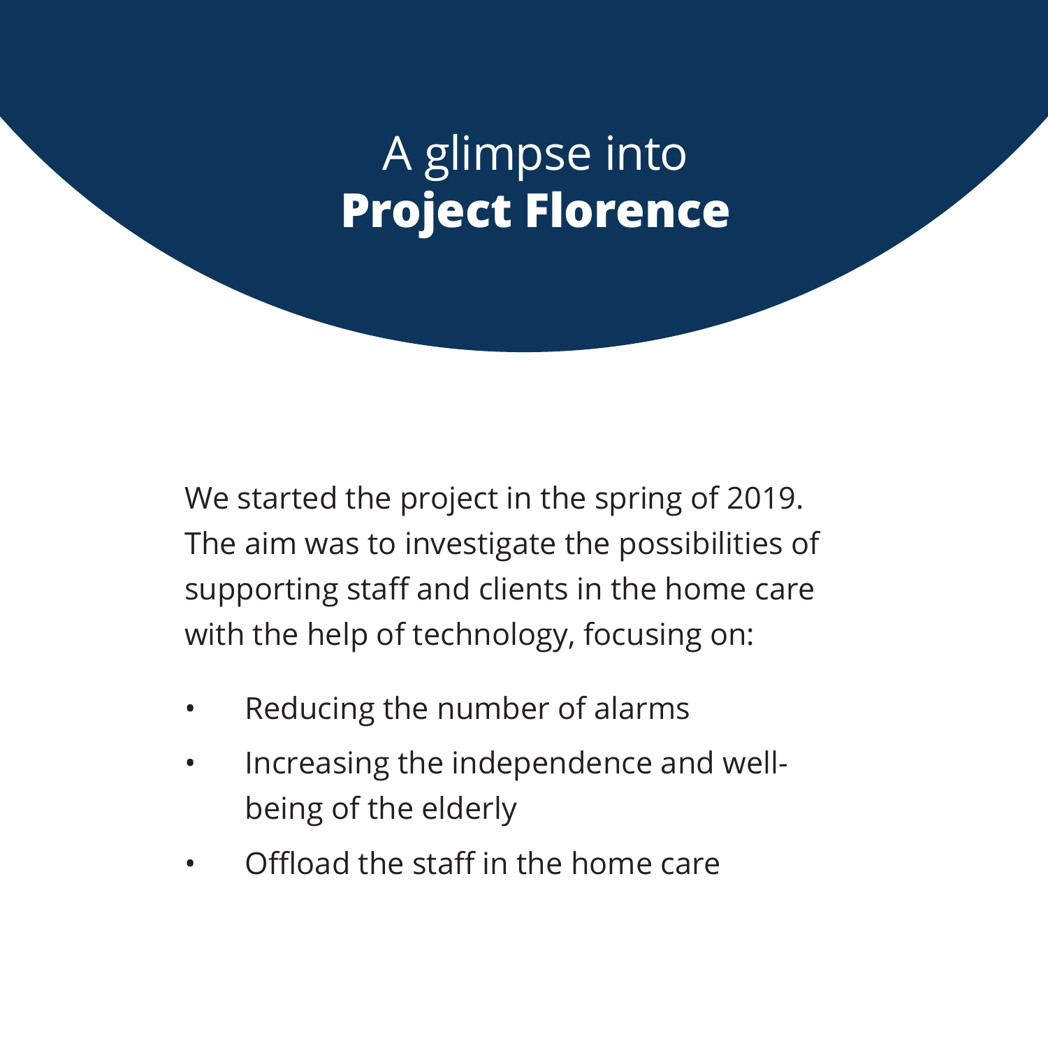# A glimpse into **Project Florence**

We started the project in the spring of 2019. The aim was to investigate the possibilities of supporting staff and clients in the home care with the help of technology, focusing on:

- Reducing the number of alarms
- Increasing the independence and well-being of the elderly
- Offload the staff in the home care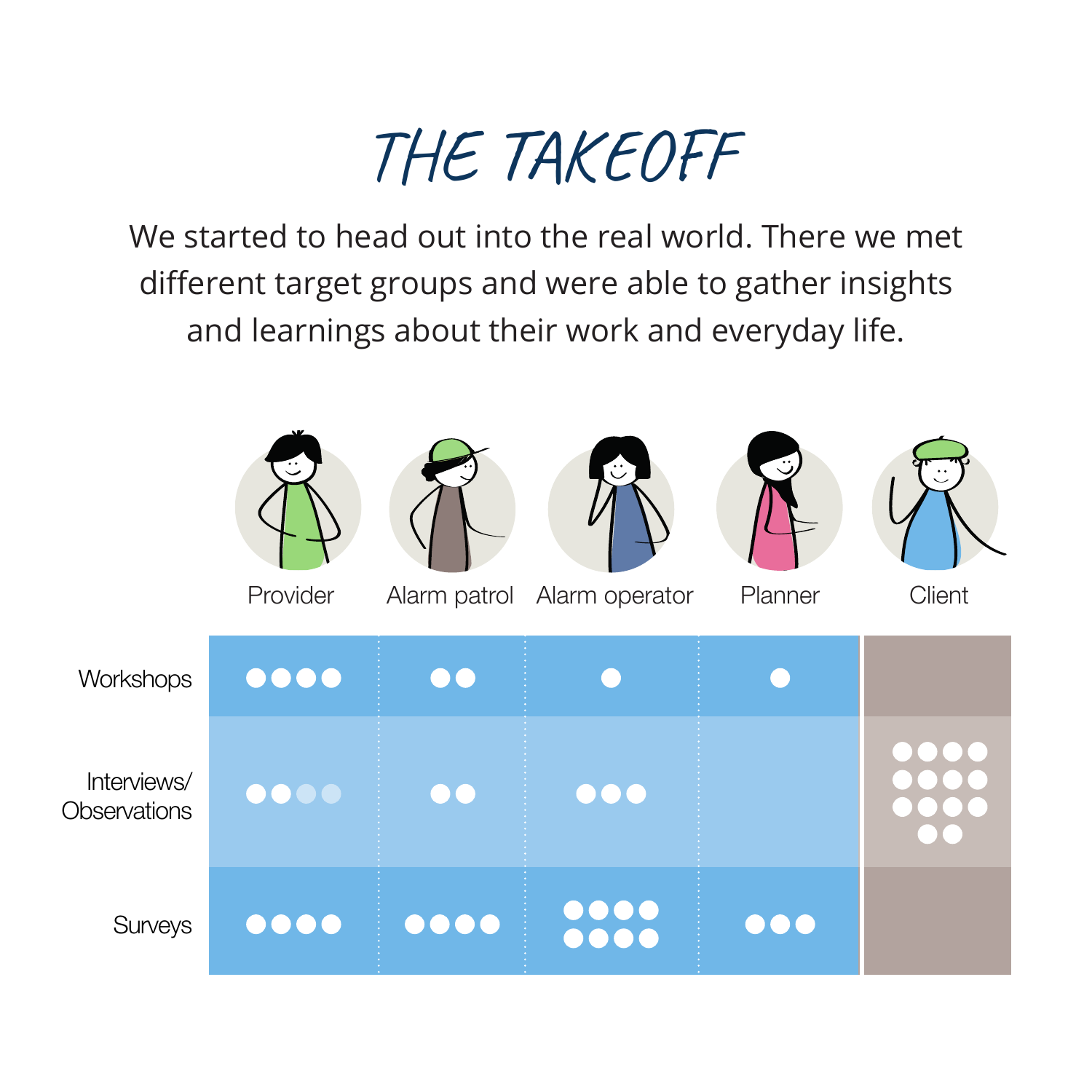# THE TAKEOFF

We started to head out into the real world. There we met different target groups and were able to gather insights and learnings about their work and everyday life.

| | Provider | Alarm patrol | Alarm operator | Planner | Client |
|---|---|---|---|---|---|
| Workshops | ●●●● | ●● | ● | ● | |
| Interviews/ Observations | ●●●● | ●● | ●●● | | ●●●●●●●●●●●●●● |
| Surveys | ●●●● | ●●●● | ●●●●●●●● | ●●● | |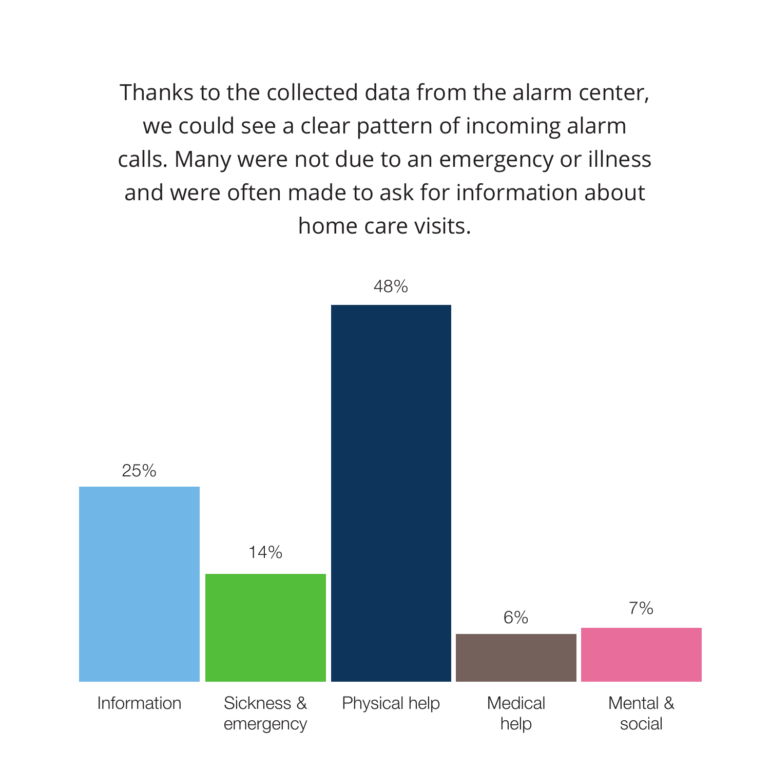Thanks to the collected data from the alarm center, we could see a clear pattern of incoming alarm calls. Many were not due to an emergency or illness and were often made to ask for information about home care visits.

| Information | Sickness & emergency | Physical help | Medical help | Mental & social |
|---|---|---|---|---|
| 25% | 14% | 48% | 6% | 7% |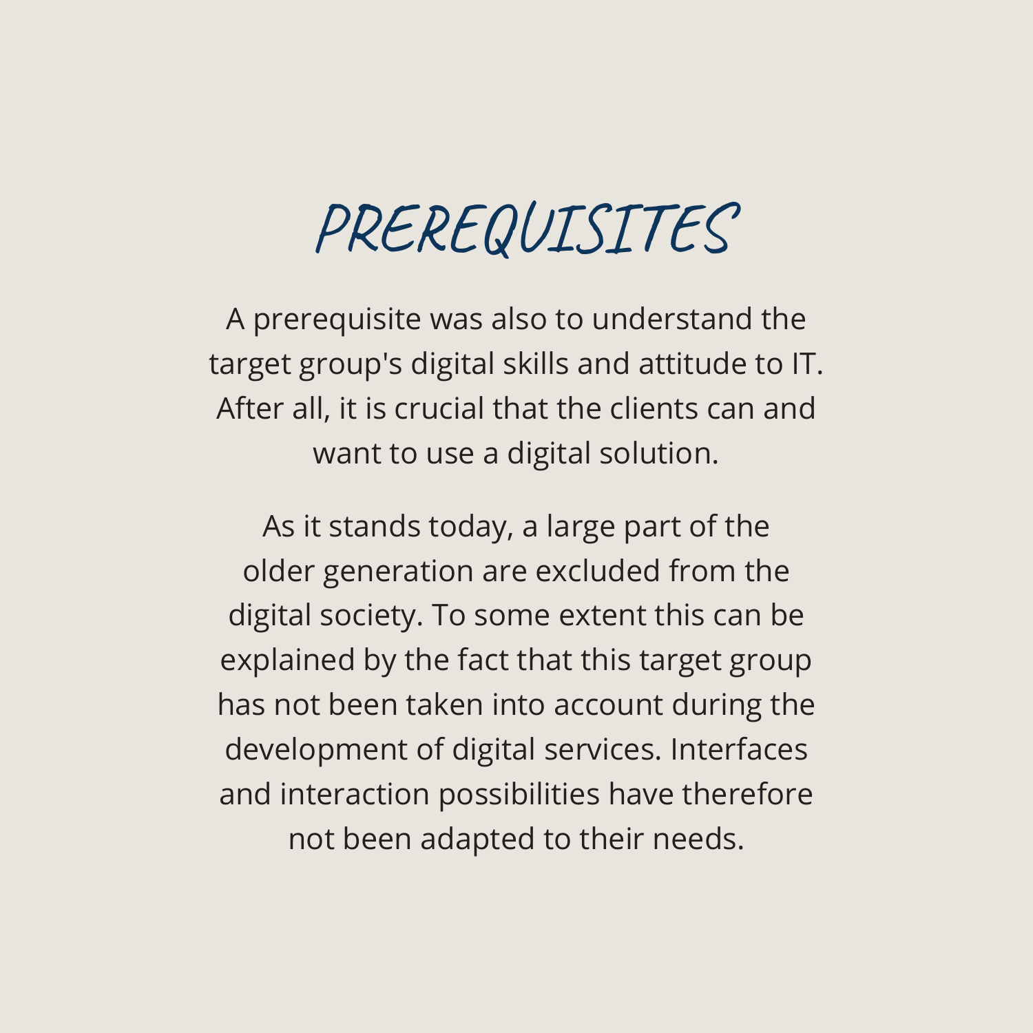# PREREQUISITES

A prerequisite was also to understand the target group's digital skills and attitude to IT. After all, it is crucial that the clients can and want to use a digital solution.

As it stands today, a large part of the older generation are excluded from the digital society. To some extent this can be explained by the fact that this target group has not been taken into account during the development of digital services. Interfaces and interaction possibilities have therefore not been adapted to their needs.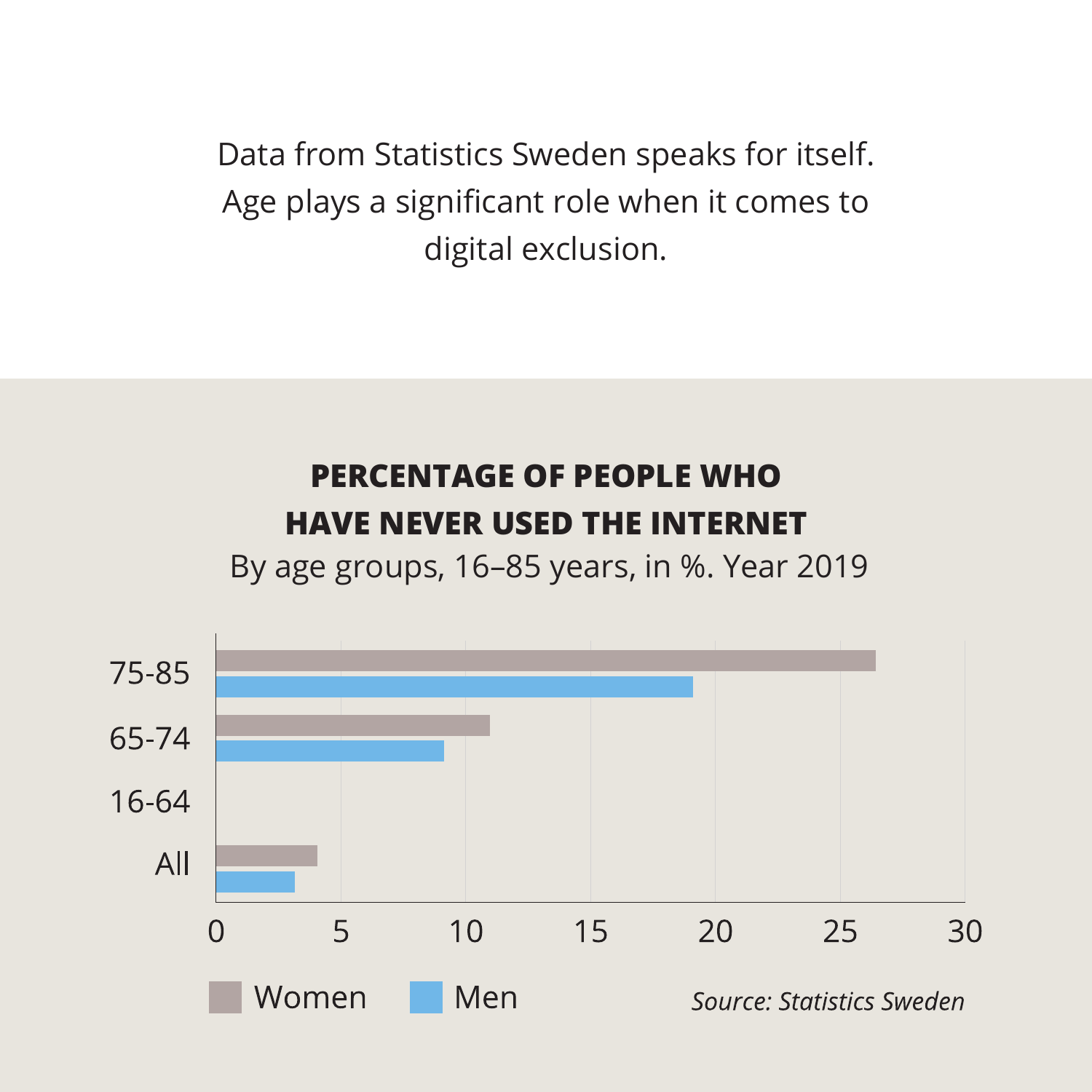Data from Statistics Sweden speaks for itself. Age plays a significant role when it comes to digital exclusion.

**PERCENTAGE OF PEOPLE WHO HAVE NEVER USED THE INTERNET**

By age groups, 16–85 years, in %. Year 2019

| Age group | Women | Men |
|---|---|---|
| 75-85 | ~26.4 | ~19.1 |
| 65-74 | ~11 | ~9.1 |
| 16-64 | | |
| All | ~4.1 | ~3.2 |

Women / Men

*Source: Statistics Sweden*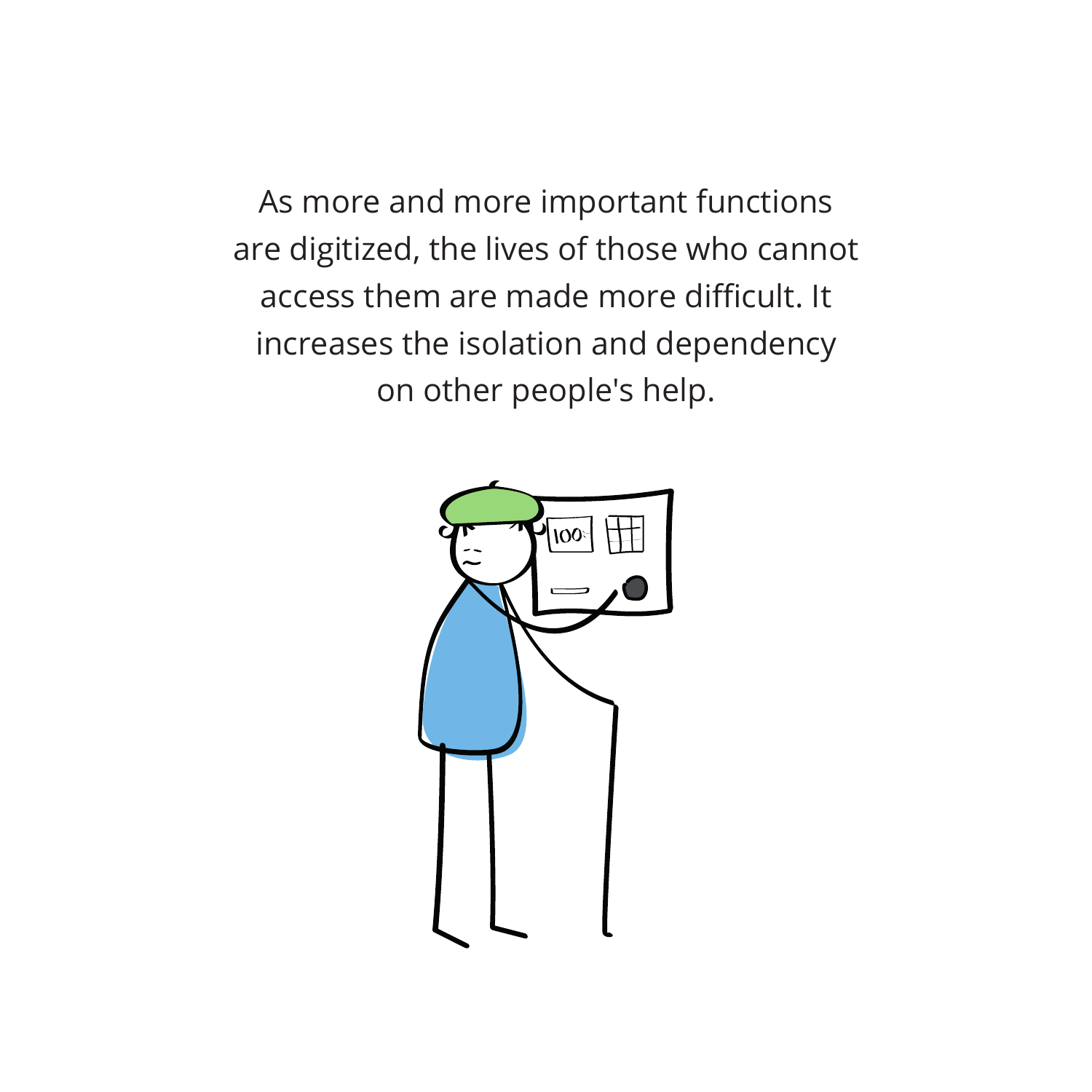As more and more important functions are digitized, the lives of those who cannot access them are made more difficult. It increases the isolation and dependency on other people's help.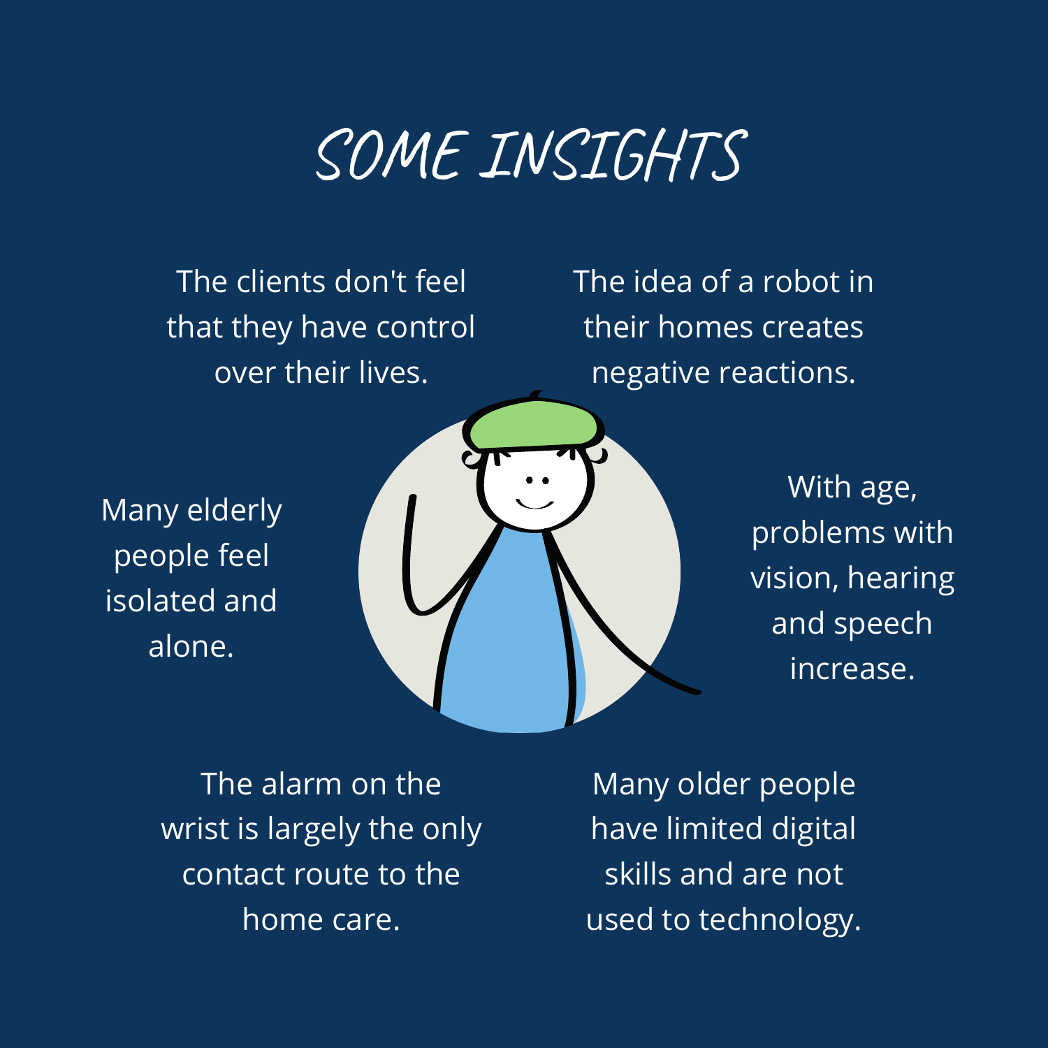# SOME INSIGHTS

The clients don't feel that they have control over their lives.

The idea of a robot in their homes creates negative reactions.

Many elderly people feel isolated and alone.

With age, problems with vision, hearing and speech increase.

The alarm on the wrist is largely the only contact route to the home care.

Many older people have limited digital skills and are not used to technology.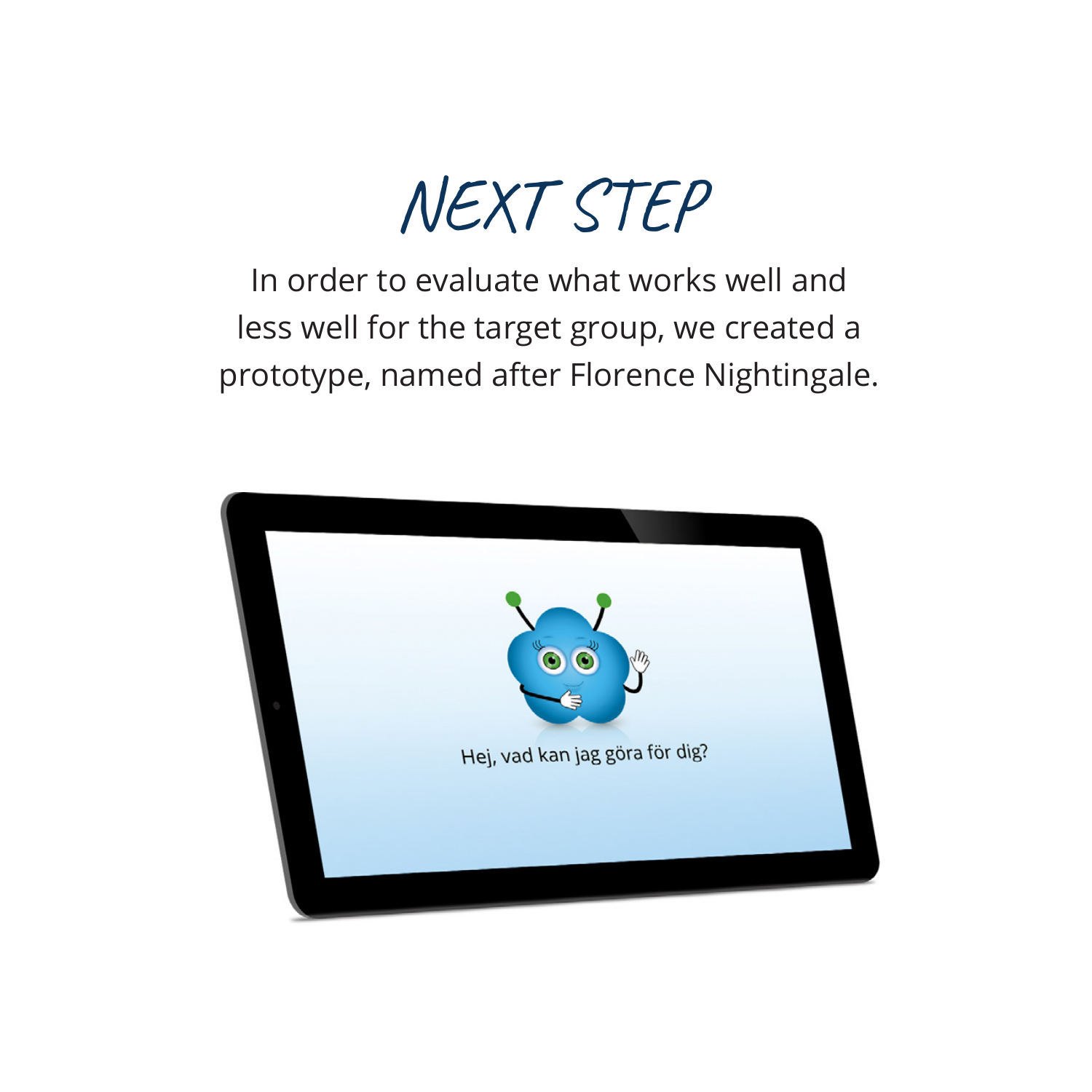# NEXT STEP

In order to evaluate what works well and less well for the target group, we created a prototype, named after Florence Nightingale.

Hej, vad kan jag göra för dig?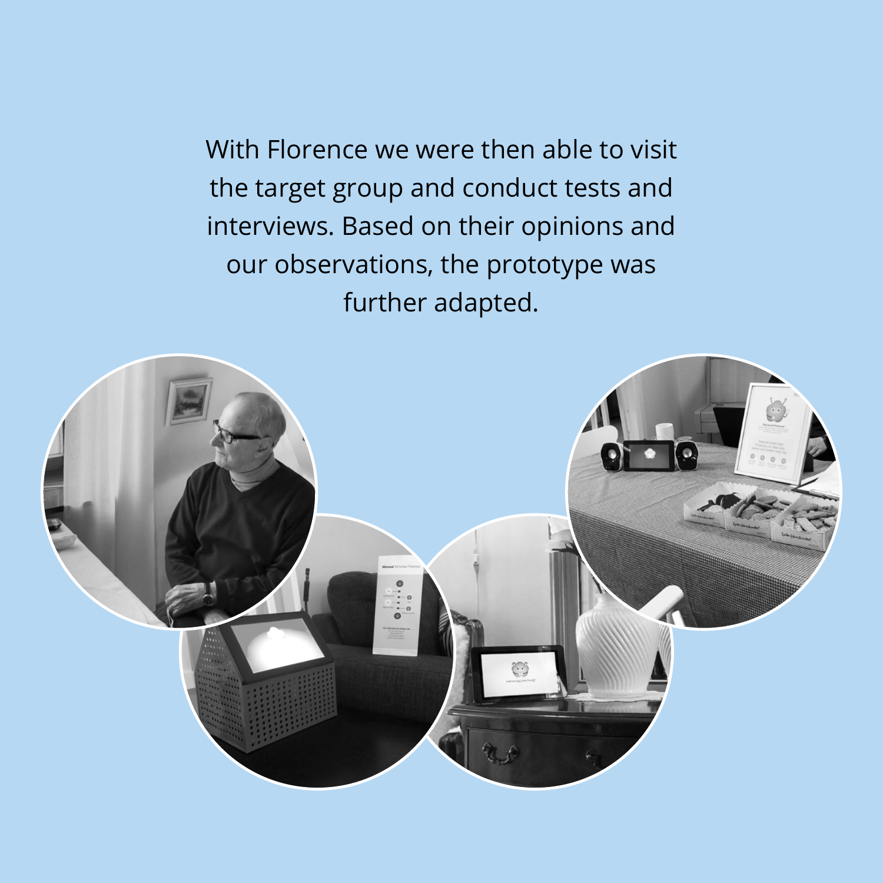With Florence we were then able to visit the target group and conduct tests and interviews. Based on their opinions and our observations, the prototype was further adapted.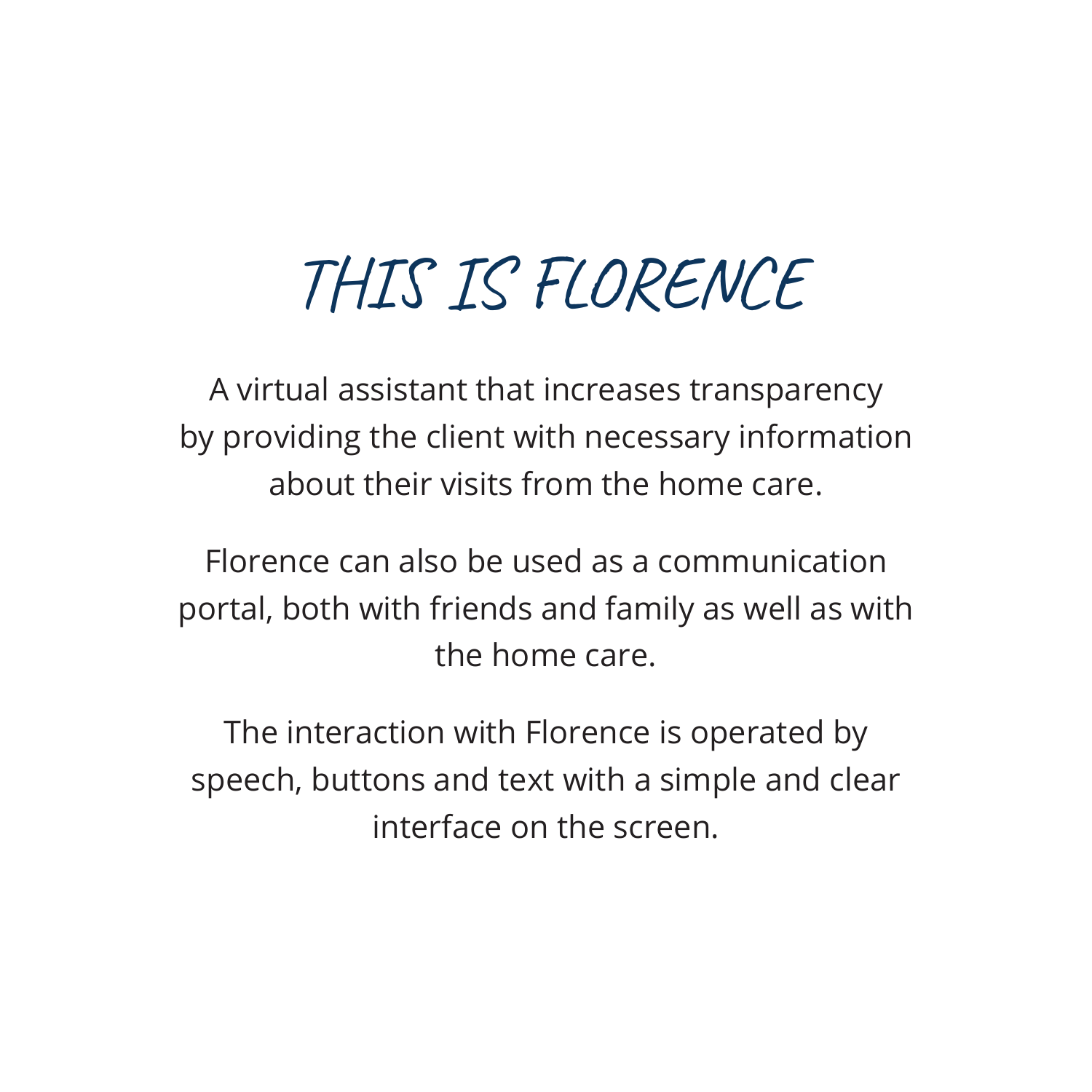# THIS IS FLORENCE

A virtual assistant that increases transparency by providing the client with necessary information about their visits from the home care.

Florence can also be used as a communication portal, both with friends and family as well as with the home care.

The interaction with Florence is operated by speech, buttons and text with a simple and clear interface on the screen.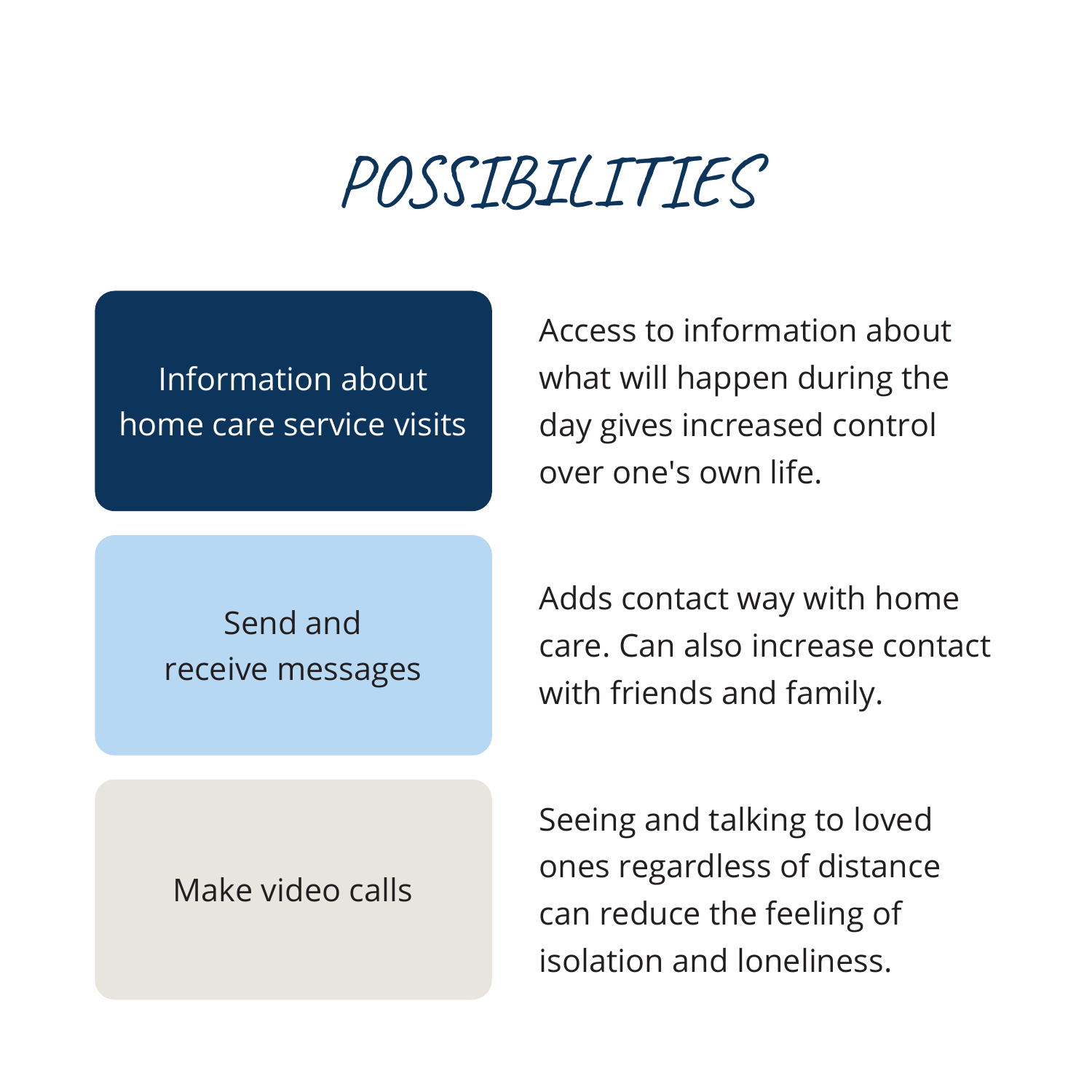# POSSIBILITIES

| | |
|---|---|
| Information about home care service visits | Access to information about what will happen during the day gives increased control over one's own life. |
| Send and receive messages | Adds contact way with home care. Can also increase contact with friends and family. |
| Make video calls | Seeing and talking to loved ones regardless of distance can reduce the feeling of isolation and loneliness. |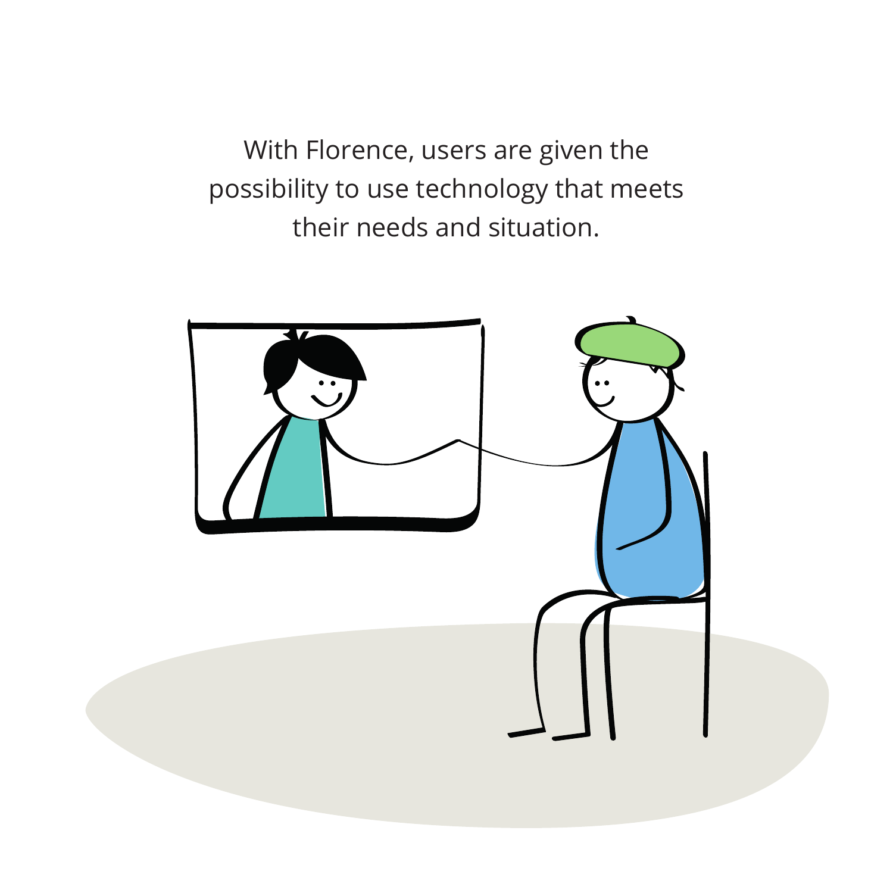With Florence, users are given the possibility to use technology that meets their needs and situation.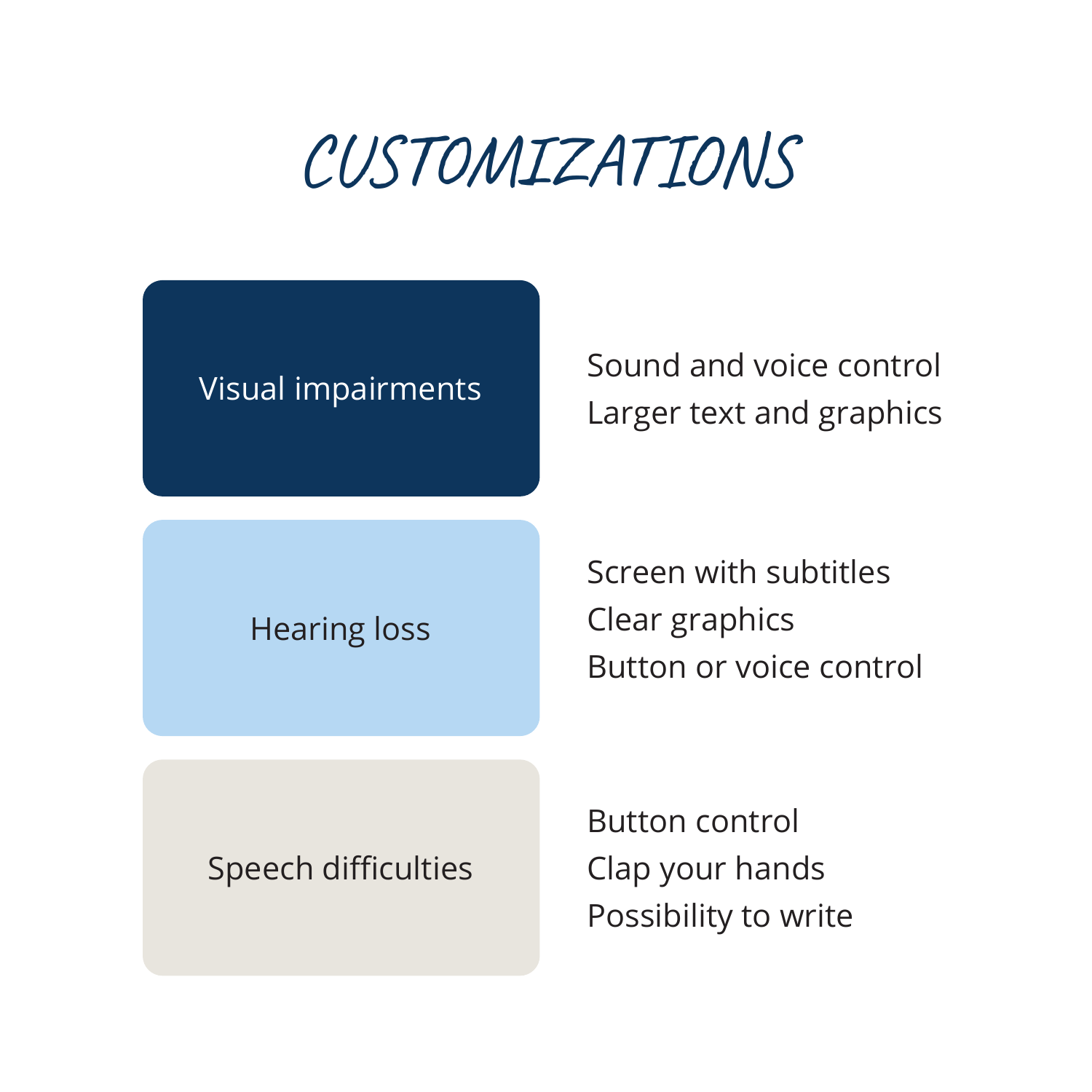# CUSTOMIZATIONS

| Impairment | Customizations |
| --- | --- |
| Visual impairments | Sound and voice control<br>Larger text and graphics |
| Hearing loss | Screen with subtitles<br>Clear graphics<br>Button or voice control |
| Speech difficulties | Button control<br>Clap your hands<br>Possibility to write |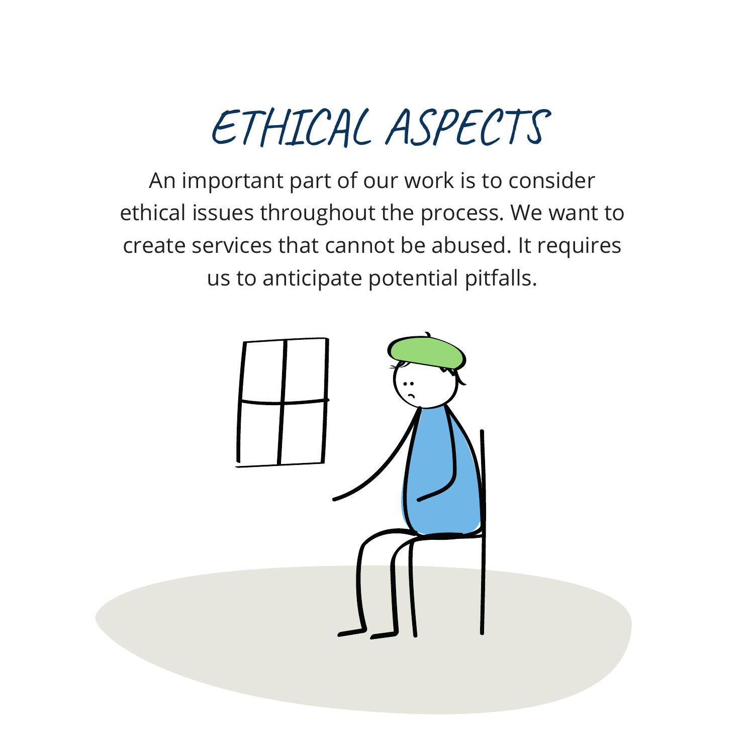# ETHICAL ASPECTS

An important part of our work is to consider ethical issues throughout the process. We want to create services that cannot be abused. It requires us to anticipate potential pitfalls.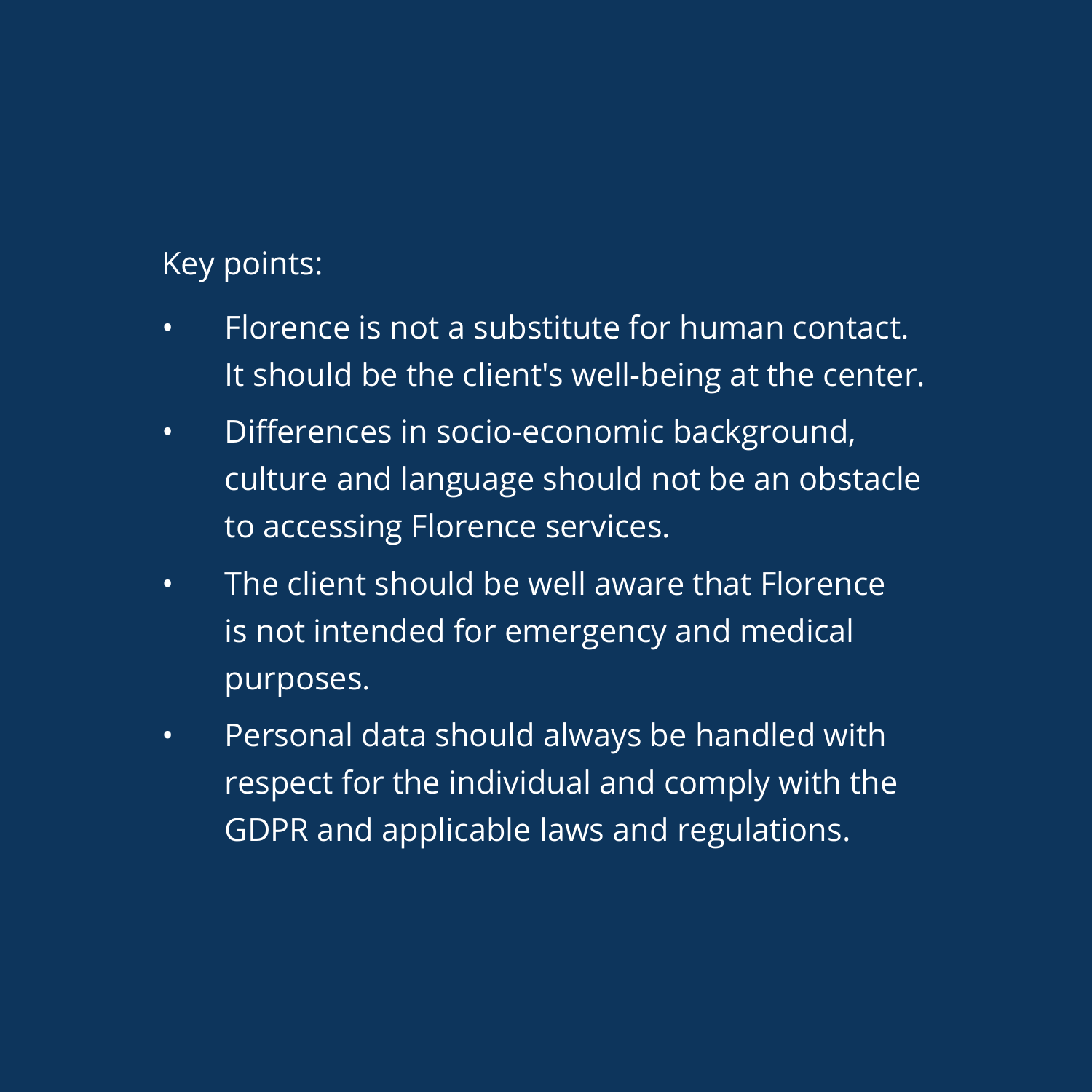Key points:

- Florence is not a substitute for human contact. It should be the client's well-being at the center.
- Differences in socio-economic background, culture and language should not be an obstacle to accessing Florence services.
- The client should be well aware that Florence is not intended for emergency and medical purposes.
- Personal data should always be handled with respect for the individual and comply with the GDPR and applicable laws and regulations.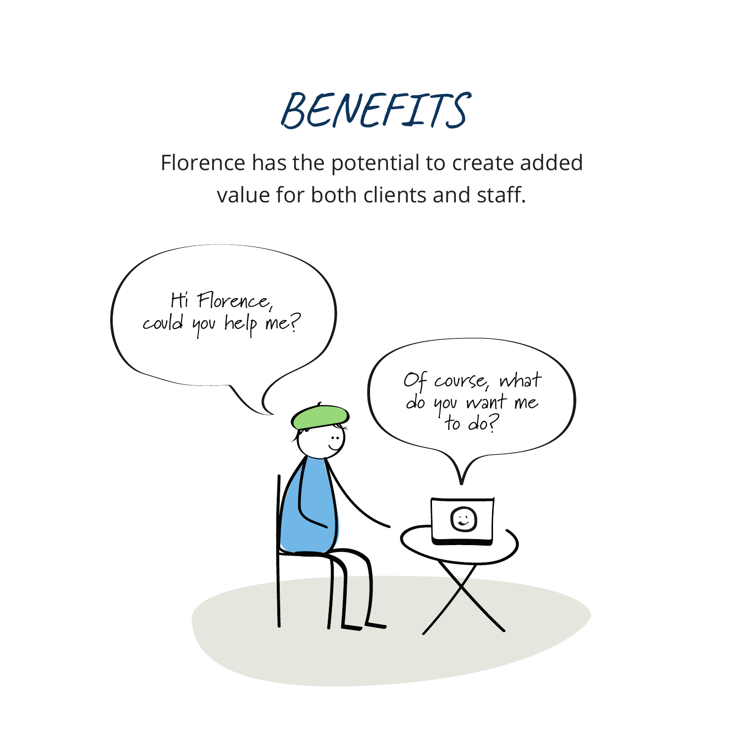# BENEFITS

Florence has the potential to create added value for both clients and staff.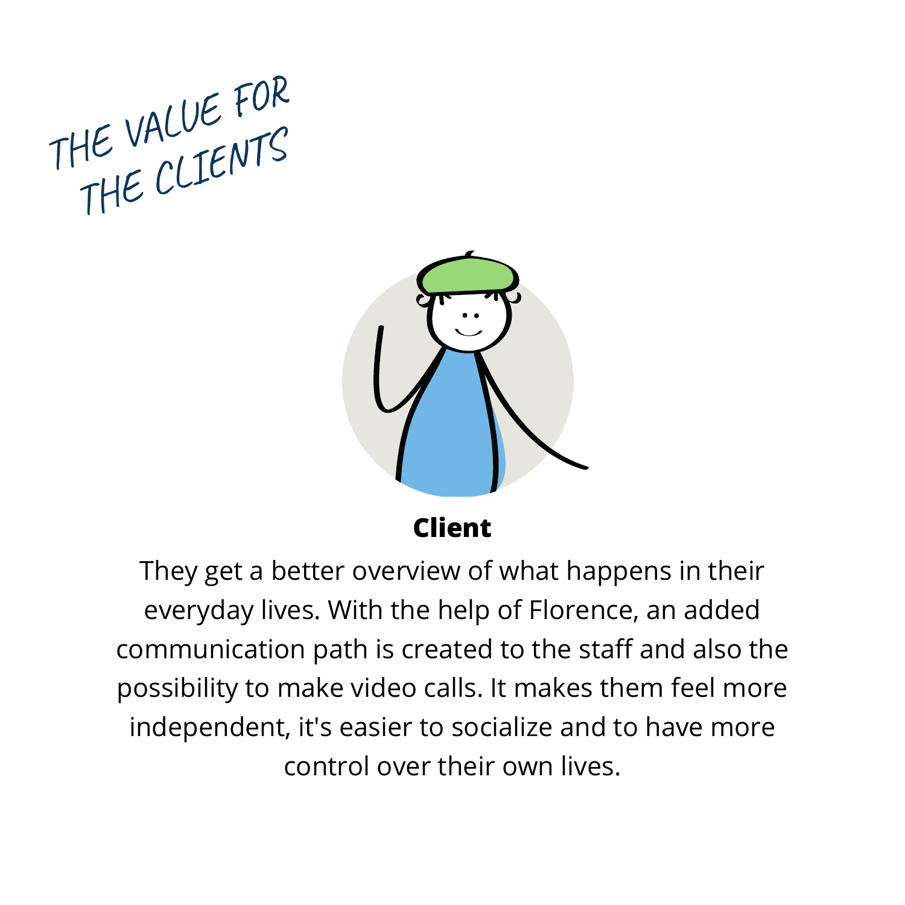# THE VALUE FOR THE CLIENTS

**Client**

They get a better overview of what happens in their everyday lives. With the help of Florence, an added communication path is created to the staff and also the possibility to make video calls. It makes them feel more independent, it's easier to socialize and to have more control over their own lives.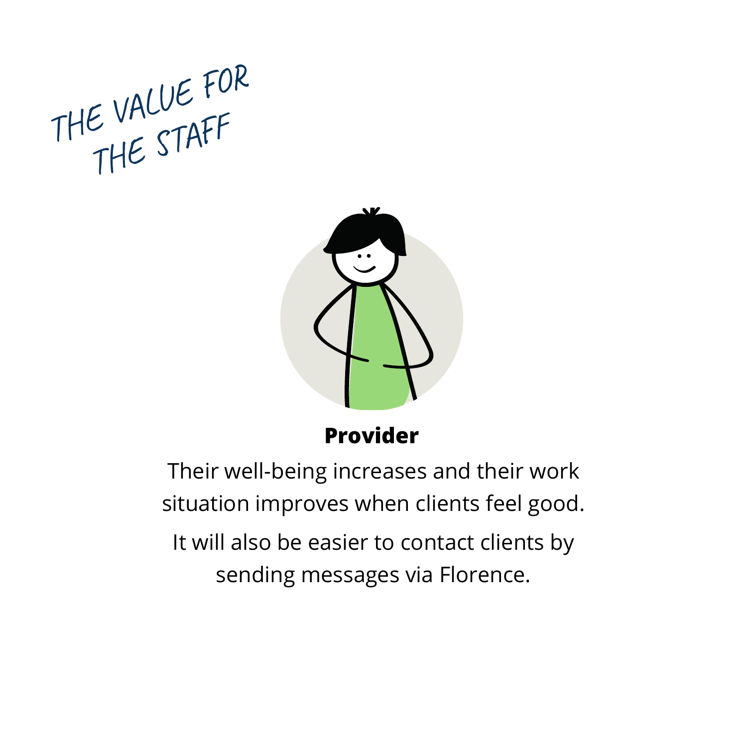# THE VALUE FOR THE STAFF

**Provider**

Their well-being increases and their work situation improves when clients feel good.

It will also be easier to contact clients by sending messages via Florence.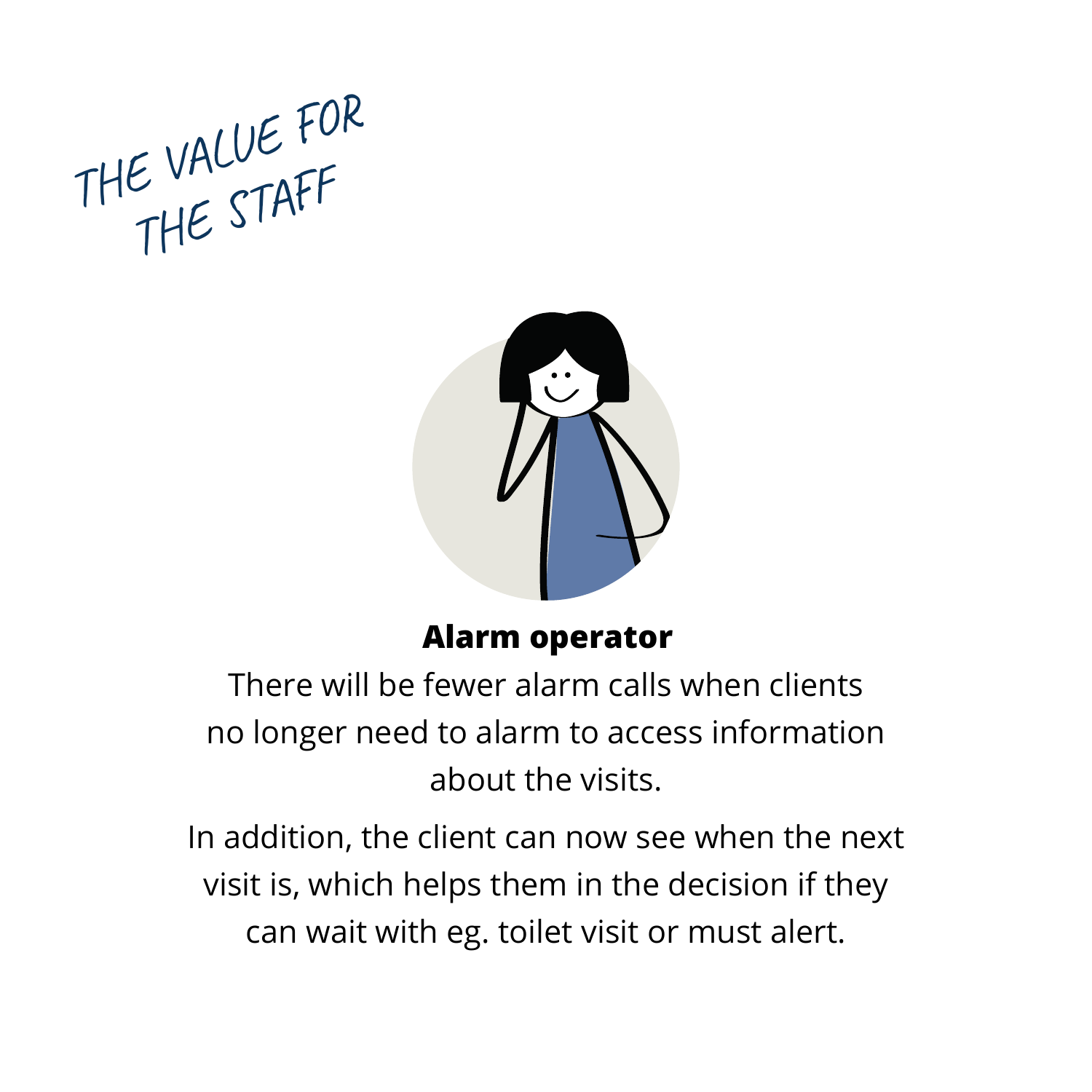# THE VALUE FOR THE STAFF

**Alarm operator**

There will be fewer alarm calls when clients no longer need to alarm to access information about the visits.

In addition, the client can now see when the next visit is, which helps them in the decision if they can wait with eg. toilet visit or must alert.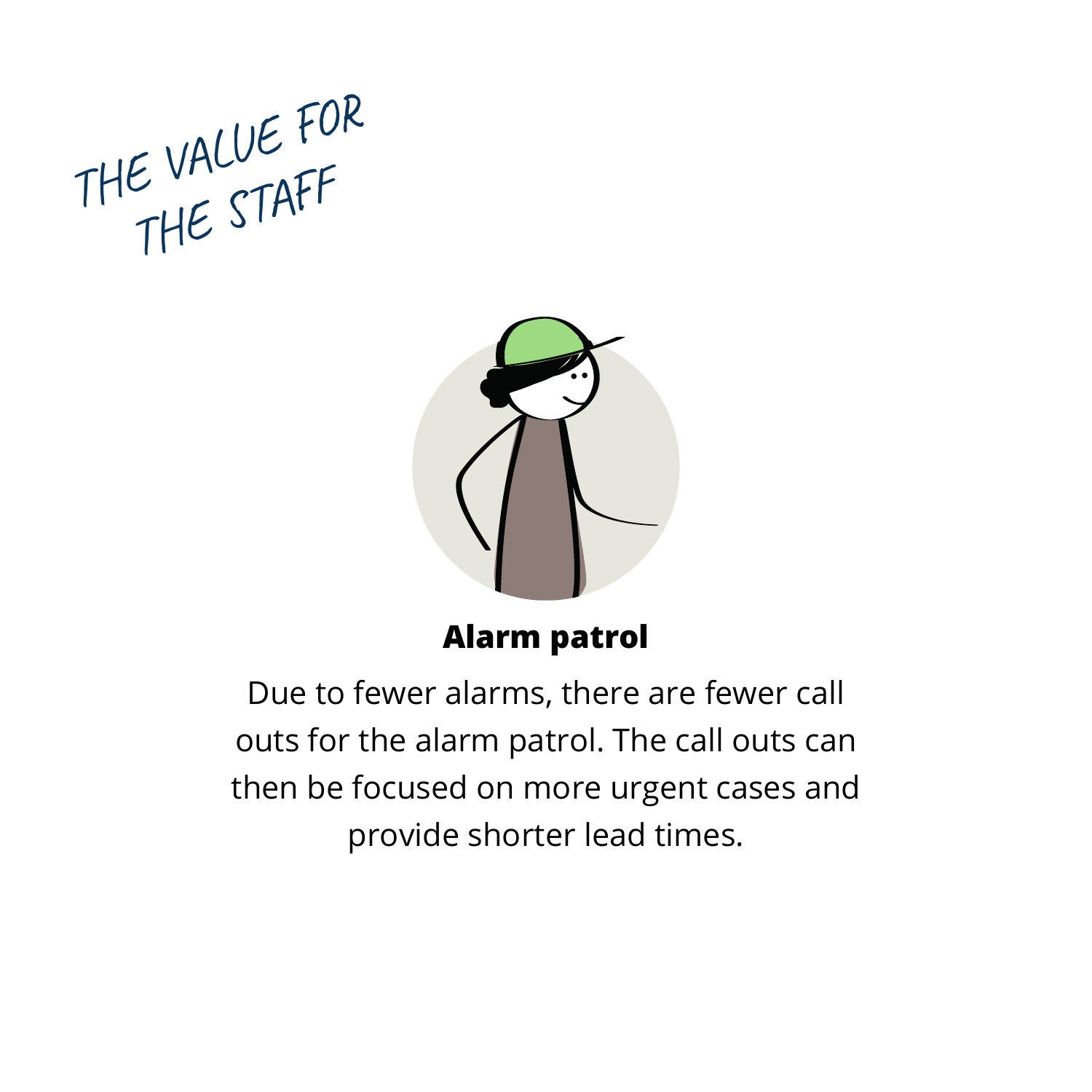# THE VALUE FOR THE STAFF

**Alarm patrol**

Due to fewer alarms, there are fewer call outs for the alarm patrol. The call outs can then be focused on more urgent cases and provide shorter lead times.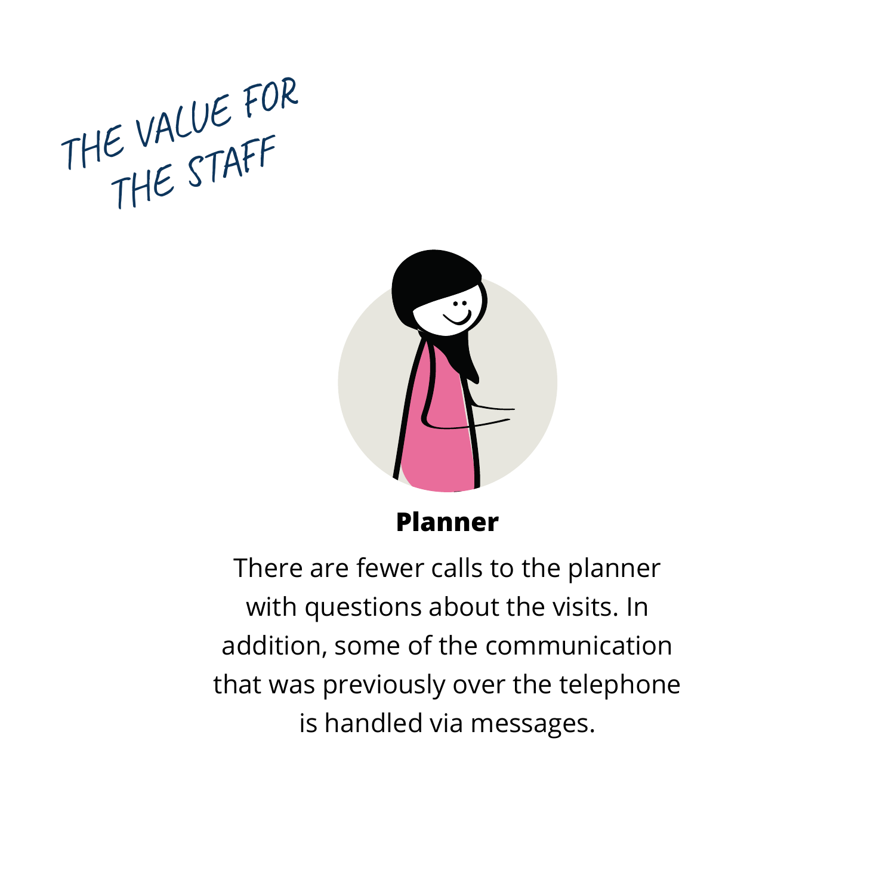# THE VALUE FOR THE STAFF

**Planner**

There are fewer calls to the planner with questions about the visits. In addition, some of the communication that was previously over the telephone is handled via messages.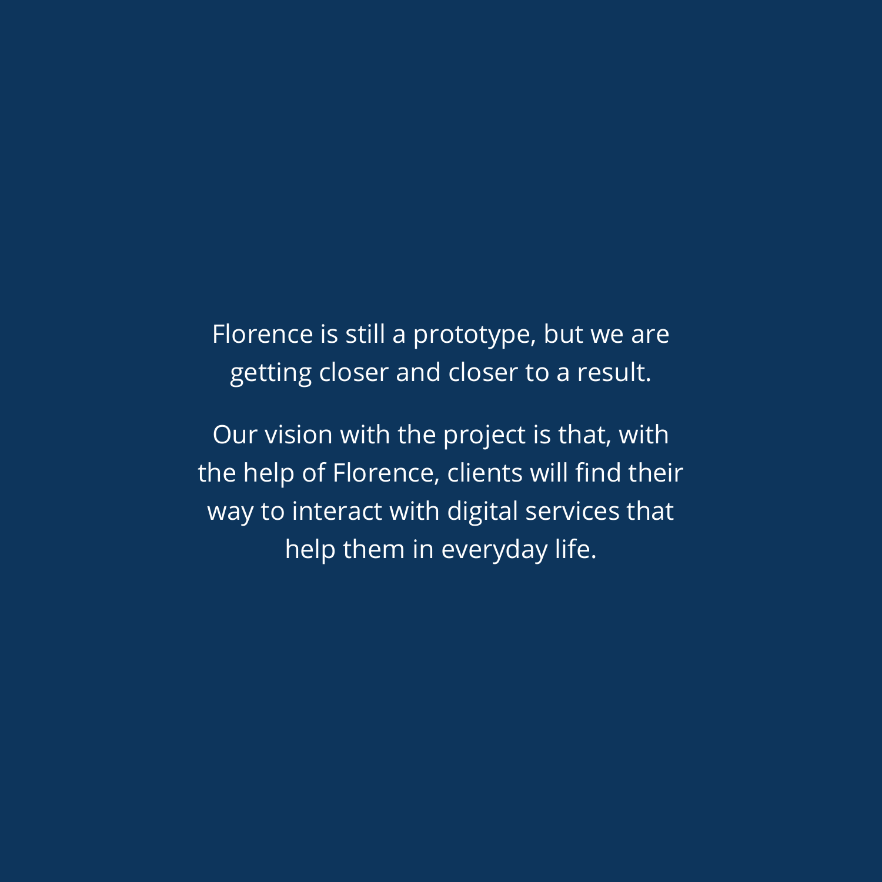Florence is still a prototype, but we are getting closer and closer to a result.

Our vision with the project is that, with the help of Florence, clients will find their way to interact with digital services that help them in everyday life.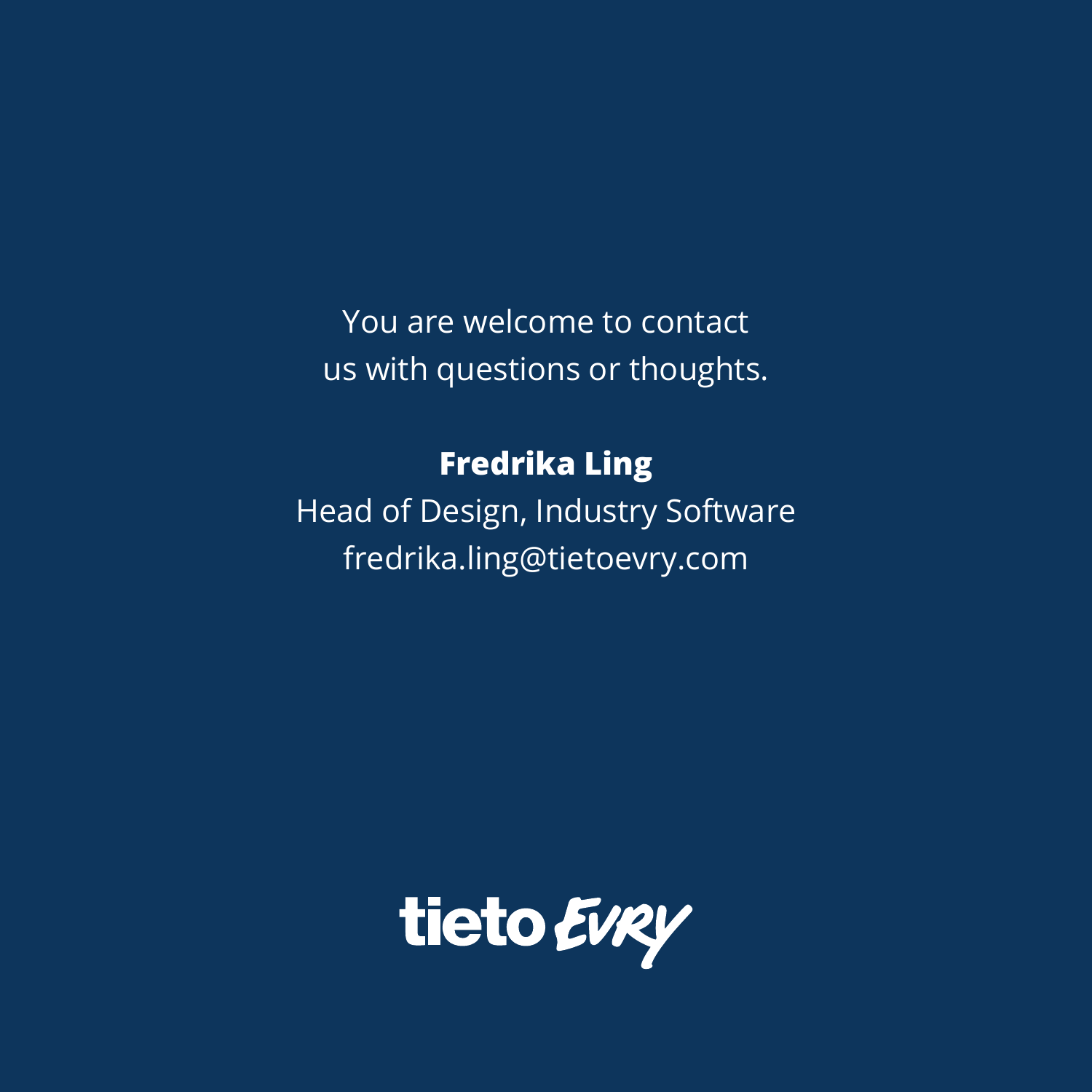You are welcome to contact
us with questions or thoughts.

**Fredrika Ling**
Head of Design, Industry Software
fredrika.ling@tietoevry.com

tieto EVRY